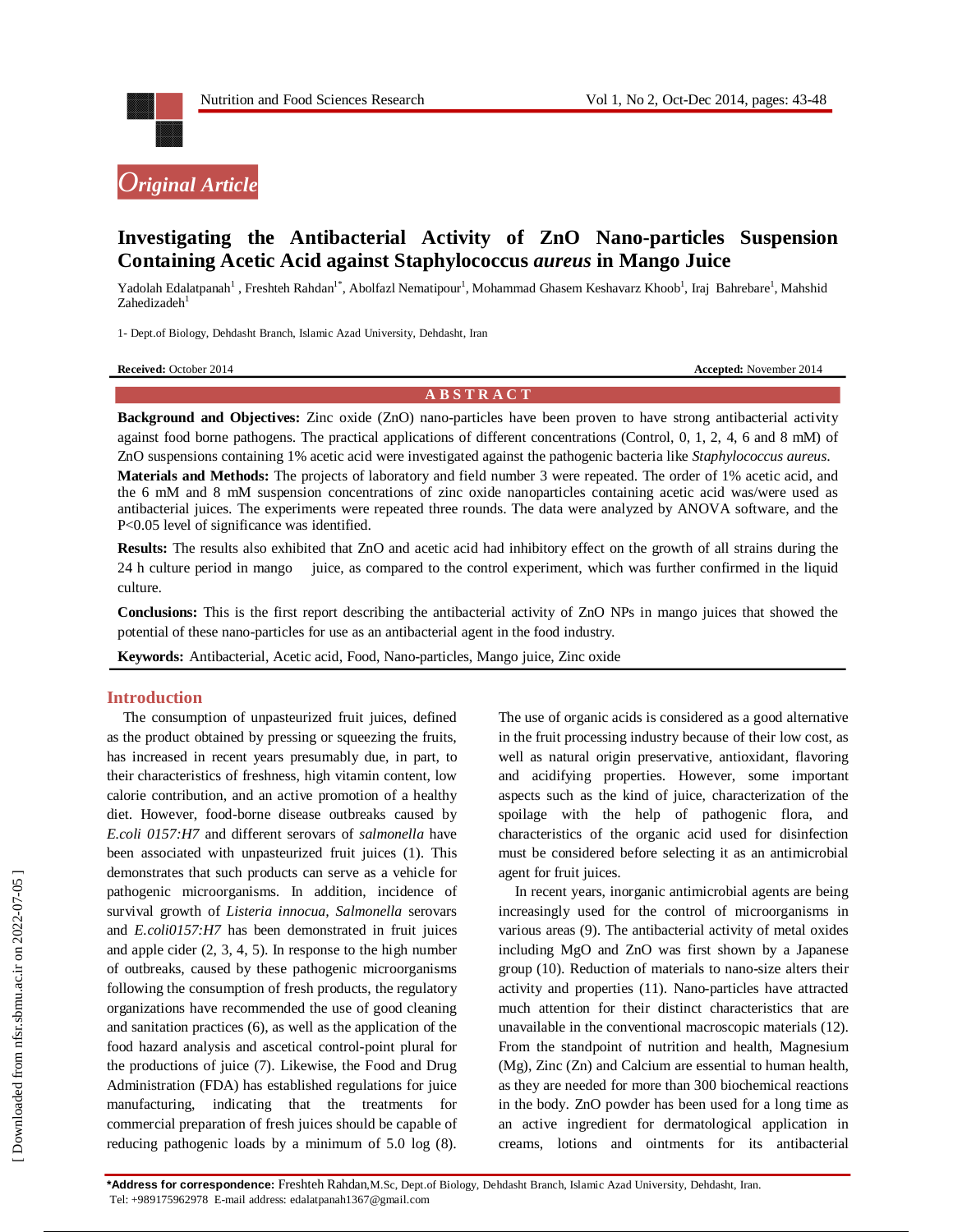*Original Article*

# Investigating the Antibacterial Activity of ZnO Nano-particles Suspension Containing Acetic Acid against Staphylococcus *aureus* in Mango Juice

Yadolah Edalatpanah[1] , Freshteh Rahdan[1*], Abolfazl Nematipour[1], Mohammad Ghasem Keshavarz Khoob[1], Iraj Bahrebare[1], Mahshid Zahedizadeh[1]

1- Dept.of Biology, Dehdasht Branch, Islamic Azad University, Dehdasht, Iran

**Received:** October 2014 **Accepted:** November 2014

## ABSTRACT

**Background and Objectives:** Zinc oxide (ZnO) nano-particles have been proven to have strong antibacterial activity against food borne pathogens. The practical applications of different concentrations (Control, 0, 1, 2, 4, 6 and 8 mM) of ZnO suspensions containing 1% acetic acid were investigated against the pathogenic bacteria like *Staphylococcus aureus*.

**Materials and Methods:** The projects of laboratory and field number 3 were repeated. The order of 1% acetic acid, and the 6 mM and 8 mM suspension concentrations of zinc oxide nanoparticles containing acetic acid was/were used as antibacterial juices. The experiments were repeated three rounds. The data were analyzed by ANOVA software, and the P<0.05 level of significance was identified.

**Results:** The results also exhibited that ZnO and acetic acid had inhibitory effect on the growth of all strains during the 24 h culture period in mango juice, as compared to the control experiment, which was further confirmed in the liquid culture.

**Conclusions:** This is the first report describing the antibacterial activity of ZnO NPs in mango juices that showed the potential of these nano-particles for use as an antibacterial agent in the food industry.

**Keywords:** Antibacterial, Acetic acid, Food, Nano-particles, Mango juice, Zinc oxide

## Introduction

The consumption of unpasteurized fruit juices, defined as the product obtained by pressing or squeezing the fruits, has increased in recent years presumably due, in part, to their characteristics of freshness, high vitamin content, low calorie contribution, and an active promotion of a healthy diet. However, food-borne disease outbreaks caused by *E.coli 0157:H7* and different serovars of *salmonella* have been associated with unpasteurized fruit juices (1). This demonstrates that such products can serve as a vehicle for pathogenic microorganisms. In addition, incidence of survival growth of *Listeria innocua, Salmonella* serovars and *E.coli0157:H7* has been demonstrated in fruit juices and apple cider (2, 3, 4, 5). In response to the high number of outbreaks, caused by these pathogenic microorganisms following the consumption of fresh products, the regulatory organizations have recommended the use of good cleaning and sanitation practices (6), as well as the application of the food hazard analysis and ascetical control-point plural for the productions of juice (7). Likewise, the Food and Drug Administration (FDA) has established regulations for juice manufacturing, indicating that the treatments for commercial preparation of fresh juices should be capable of reducing pathogenic loads by a minimum of 5.0 log (8). The use of organic acids is considered as a good alternative in the fruit processing industry because of their low cost, as well as natural origin preservative, antioxidant, flavoring and acidifying properties. However, some important aspects such as the kind of juice, characterization of the spoilage with the help of pathogenic flora, and characteristics of the organic acid used for disinfection must be considered before selecting it as an antimicrobial agent for fruit juices.

In recent years, inorganic antimicrobial agents are being increasingly used for the control of microorganisms in various areas (9). The antibacterial activity of metal oxides including MgO and ZnO was first shown by a Japanese group (10). Reduction of materials to nano-size alters their activity and properties (11). Nano-particles have attracted much attention for their distinct characteristics that are unavailable in the conventional macroscopic materials (12). From the standpoint of nutrition and health, Magnesium (Mg), Zinc (Zn) and Calcium are essential to human health, as they are needed for more than 300 biochemical reactions in the body. ZnO powder has been used for a long time as an active ingredient for dermatological application in creams, lotions and ointments for its antibacterial

**\*Address for correspondence:** Freshteh Rahdan,M.Sc, Dept.of Biology, Dehdasht Branch, Islamic Azad University, Dehdasht, Iran. Tel: +989175962978 E-mail address: edalatpanah1367@gmail.com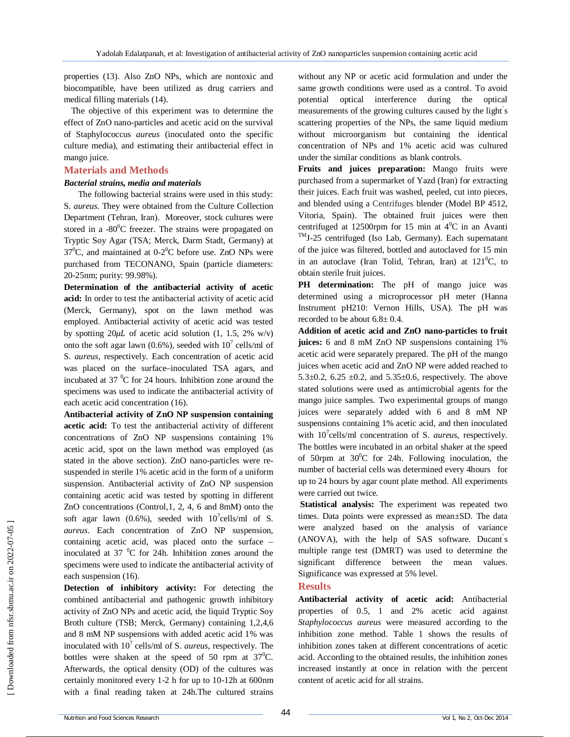properties (13). Also ZnO NPs, which are nontoxic and biocompatible, have been utilized as drug carriers and medical filling materials (14).

The objective of this experiment was to determine the effect of ZnO nano-particles and acetic acid on the survival of Staphylococcus *aureus* (inoculated onto the specific culture media), and estimating their antibacterial effect in mango juice.

## Materials and Methods

### *Bacterial strains, media and materials*

The following bacterial strains were used in this study: S. *aureus*. They were obtained from the Culture Collection Department (Tehran, Iran). Moreover, stock cultures were stored in a -80$^0$C freezer. The strains were propagated on Tryptic Soy Agar (TSA; Merck, Darm Stadt, Germany) at 37$^0$C, and maintained at 0-2$^0$C before use. ZnO NPs were purchased from TECONANO, Spain (particle diameters: 20-25nm; purity: 99.98%).

**Determination of the antibacterial activity of acetic acid:** In order to test the antibacterial activity of acetic acid (Merck, Germany), spot on the lawn method was employed. Antibacterial activity of acetic acid was tested by spotting 20$\mu L$ of acetic acid solution (1, 1.5, 2% w/v) onto the soft agar lawn (0.6%), seeded with 10$^7$ cells/ml of S. *aureus*, respectively. Each concentration of acetic acid was placed on the surface–inoculated TSA agars, and incubated at 37 $^0$C for 24 hours. Inhibition zone around the specimens was used to indicate the antibacterial activity of each acetic acid concentration (16).

**Antibacterial activity of ZnO NP suspension containing acetic acid:** To test the antibacterial activity of different concentrations of ZnO NP suspensions containing 1% acetic acid, spot on the lawn method was employed (as stated in the above section). ZnO nano-particles were re-suspended in sterile 1% acetic acid in the form of a uniform suspension. Antibacterial activity of ZnO NP suspension containing acetic acid was tested by spotting in different ZnO concentrations (Control,1, 2, 4, 6 and 8mM) onto the soft agar lawn (0.6%), seeded with 10$^7$cells/ml of S. *aureus*. Each concentration of ZnO NP suspension, containing acetic acid, was placed onto the surface – inoculated at 37 $^0$C for 24h. Inhibition zones around the specimens were used to indicate the antibacterial activity of each suspension (16).

**Detection of inhibitory activity:** For detecting the combined antibacterial and pathogenic growth inhibitory activity of ZnO NPs and acetic acid, the liquid Tryptic Soy Broth culture (TSB; Merck, Germany) containing 1,2,4,6 and 8 mM NP suspensions with added acetic acid 1% was inoculated with 10$^7$ cells/ml of S. *aureus*, respectively. The bottles were shaken at the speed of 50 rpm at 37$^0$C. Afterwards, the optical density (OD) of the cultures was certainly monitored every 1-2 h for up to 10-12h at 600nm with a final reading taken at 24h.The cultured strains without any NP or acetic acid formulation and under the same growth conditions were used as a control. To avoid potential optical interference during the optical measurements of the growing cultures caused by the light's scattering properties of the NPs, the same liquid medium without microorganism but containing the identical concentration of NPs and 1% acetic acid was cultured under the similar conditions as blank controls.

**Fruits and juices preparation:** Mango fruits were purchased from a supermarket of Yazd (Iran) for extracting their juices. Each fruit was washed, peeled, cut into pieces, and blended using a Centrifuges blender (Model BP 4512, Vitoria, Spain). The obtained fruit juices were then centrifuged at 12500rpm for 15 min at 4$^0$C in an Avanti $^{TM}$J-25 centrifuged (Iso Lab, Germany). Each supernatant of the juice was filtered, bottled and autoclaved for 15 min in an autoclave (Iran Tolid, Tehran, Iran) at 121$^0$C, to obtain sterile fruit juices.

**PH determination:** The pH of mango juice was determined using a microprocessor pH meter (Hanna Instrument pH210: Vernon Hills, USA). The pH was recorded to be about 6.8± 0.4.

**Addition of acetic acid and ZnO nano-particles to fruit juices:** 6 and 8 mM ZnO NP suspensions containing 1% acetic acid were separately prepared. The pH of the mango juices when acetic acid and ZnO NP were added reached to 5.3±0.2, 6.25 ±0.2, and 5.35±0.6, respectively. The above stated solutions were used as antimicrobial agents for the mango juice samples. Two experimental groups of mango juices were separately added with 6 and 8 mM NP suspensions containing 1% acetic acid, and then inoculated with 10$^7$cells/ml concentration of S. *aureus*, respectively. The bottles were incubated in an orbital shaker at the speed of 50rpm at 30$^0$C for 24h. Following inoculation, the number of bacterial cells was determined every 4hours for up to 24 hours by agar count plate method. All experiments were carried out twice.

**Statistical analysis:** The experiment was repeated two times. Data points were expressed as mean±SD. The data were analyzed based on the analysis of variance (ANOVA), with the help of SAS software. Ducant's multiple range test (DMRT) was used to determine the significant difference between the mean values. Significance was expressed at 5% level.

## Results

**Antibacterial activity of acetic acid:** Antibacterial properties of 0.5, 1 and 2% acetic acid against *Staphylococcus aureus* were measured according to the inhibition zone method. Table 1 shows the results of inhibition zones taken at different concentrations of acetic acid. According to the obtained results, the inhibition zones increased instantly at once in relation with the percent content of acetic acid for all strains.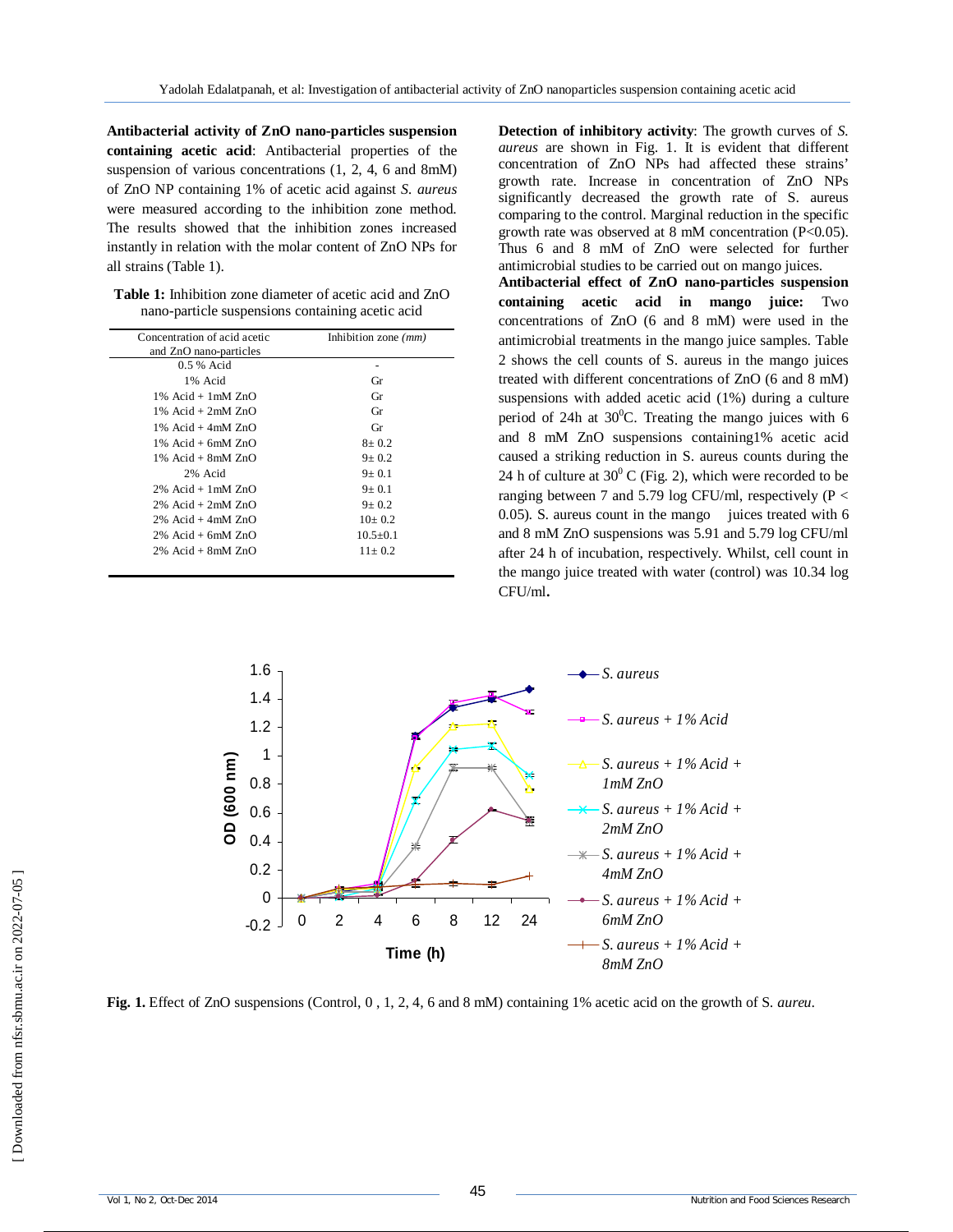**Antibacterial activity of ZnO nano-particles suspension containing acetic acid**: Antibacterial properties of the suspension of various concentrations (1, 2, 4, 6 and 8mM) of ZnO NP containing 1% of acetic acid against *S. aureus* were measured according to the inhibition zone method. The results showed that the inhibition zones increased instantly in relation with the molar content of ZnO NPs for all strains (Table 1).

**Table 1:** Inhibition zone diameter of acetic acid and ZnO nano-particle suspensions containing acetic acid

| Concentration of acid acetic and ZnO nano-particles | Inhibition zone *(mm)* |
|---|---|
| 0.5 % Acid | - |
| 1% Acid | Gr |
| 1% Acid + 1mM ZnO | Gr |
| 1% Acid + 2mM ZnO | Gr |
| 1% Acid + 4mM ZnO | Gr |
| 1% Acid + 6mM ZnO | 8± 0.2 |
| 1% Acid + 8mM ZnO | 9± 0.2 |
| 2% Acid | 9± 0.1 |
| 2% Acid + 1mM ZnO | 9± 0.1 |
| 2% Acid + 2mM ZnO | 9± 0.2 |
| 2% Acid + 4mM ZnO | 10± 0.2 |
| 2% Acid + 6mM ZnO | 10.5±0.1 |
| 2% Acid + 8mM ZnO | 11± 0.2 |

**Detection of inhibitory activity**: The growth curves of *S. aureus* are shown in Fig. 1. It is evident that different concentration of ZnO NPs had affected these strains' growth rate. Increase in concentration of ZnO NPs significantly decreased the growth rate of S. aureus comparing to the control. Marginal reduction in the specific growth rate was observed at 8 mM concentration (P<0.05). Thus 6 and 8 mM of ZnO were selected for further antimicrobial studies to be carried out on mango juices.

**Antibacterial effect of ZnO nano-particles suspension containing acetic acid in mango juice:** Two concentrations of ZnO (6 and 8 mM) were used in the antimicrobial treatments in the mango juice samples. Table 2 shows the cell counts of S. aureus in the mango juices treated with different concentrations of ZnO (6 and 8 mM) suspensions with added acetic acid (1%) during a culture period of 24h at 30$^0$C. Treating the mango juices with 6 and 8 mM ZnO suspensions containing1% acetic acid caused a striking reduction in S. aureus counts during the 24 h of culture at 30$^0$ C (Fig. 2), which were recorded to be ranging between 7 and 5.79 log CFU/ml, respectively (P < 0.05). S. aureus count in the mango juices treated with 6 and 8 mM ZnO suspensions was 5.91 and 5.79 log CFU/ml after 24 h of incubation, respectively. Whilst, cell count in the mango juice treated with water (control) was 10.34 log CFU/ml**.**

**Fig. 1.** Effect of ZnO suspensions (Control, 0 , 1, 2, 4, 6 and 8 mM) containing 1% acetic acid on the growth of S. *aureu*.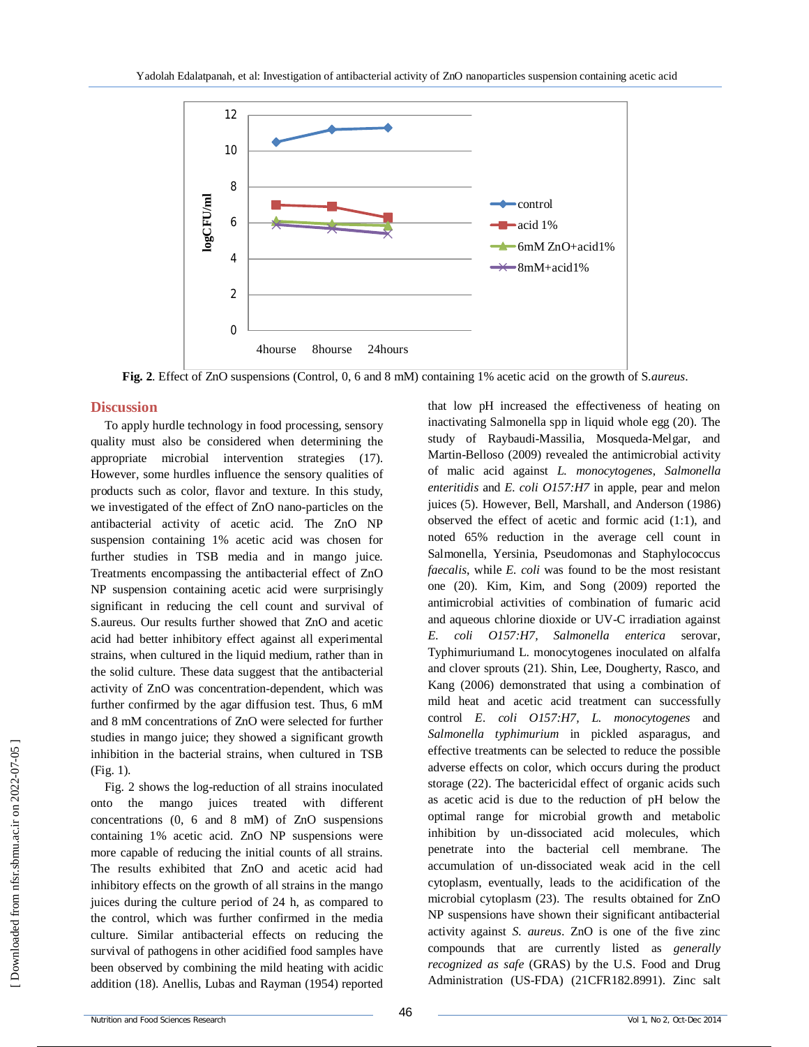**Fig. 2**. Effect of ZnO suspensions (Control, 0, 6 and 8 mM) containing 1% acetic acid on the growth of S.*aureus*.

## Discussion

To apply hurdle technology in food processing, sensory quality must also be considered when determining the appropriate microbial intervention strategies (17). However, some hurdles influence the sensory qualities of products such as color, flavor and texture. In this study, we investigated of the effect of ZnO nano-particles on the antibacterial activity of acetic acid. The ZnO NP suspension containing 1% acetic acid was chosen for further studies in TSB media and in mango juice. Treatments encompassing the antibacterial effect of ZnO NP suspension containing acetic acid were surprisingly significant in reducing the cell count and survival of S.aureus. Our results further showed that ZnO and acetic acid had better inhibitory effect against all experimental strains, when cultured in the liquid medium, rather than in the solid culture. These data suggest that the antibacterial activity of ZnO was concentration-dependent, which was further confirmed by the agar diffusion test. Thus, 6 mM and 8 mM concentrations of ZnO were selected for further studies in mango juice; they showed a significant growth inhibition in the bacterial strains, when cultured in TSB (Fig. 1).

Fig. 2 shows the log-reduction of all strains inoculated onto the mango juices treated with different concentrations (0, 6 and 8 mM) of ZnO suspensions containing 1% acetic acid. ZnO NP suspensions were more capable of reducing the initial counts of all strains. The results exhibited that ZnO and acetic acid had inhibitory effects on the growth of all strains in the mango juices during the culture period of 24 h, as compared to the control, which was further confirmed in the media culture. Similar antibacterial effects on reducing the survival of pathogens in other acidified food samples have been observed by combining the mild heating with acidic addition (18). Anellis, Lubas and Rayman (1954) reported that low pH increased the effectiveness of heating on inactivating Salmonella spp in liquid whole egg (20). The study of Raybaudi-Massilia, Mosqueda-Melgar, and Martin-Belloso (2009) revealed the antimicrobial activity of malic acid against *L. monocytogenes*, *Salmonella enteritidis* and *E. coli O157:H7* in apple, pear and melon juices (5). However, Bell, Marshall, and Anderson (1986) observed the effect of acetic and formic acid (1:1), and noted 65% reduction in the average cell count in Salmonella, Yersinia, Pseudomonas and Staphylococcus *faecalis*, while *E. coli* was found to be the most resistant one (20). Kim, Kim, and Song (2009) reported the antimicrobial activities of combination of fumaric acid and aqueous chlorine dioxide or UV-C irradiation against *E. coli O157:H7*, *Salmonella enterica* serovar, Typhimuriumand L. monocytogenes inoculated on alfalfa and clover sprouts (21). Shin, Lee, Dougherty, Rasco, and Kang (2006) demonstrated that using a combination of mild heat and acetic acid treatment can successfully control *E. coli O157:H7*, *L. monocytogenes* and *Salmonella typhimurium* in pickled asparagus, and effective treatments can be selected to reduce the possible adverse effects on color, which occurs during the product storage (22). The bactericidal effect of organic acids such as acetic acid is due to the reduction of pH below the optimal range for microbial growth and metabolic inhibition by un-dissociated acid molecules, which penetrate into the bacterial cell membrane. The accumulation of un-dissociated weak acid in the cell cytoplasm, eventually, leads to the acidification of the microbial cytoplasm (23). The results obtained for ZnO NP suspensions have shown their significant antibacterial activity against *S. aureus*. ZnO is one of the five zinc compounds that are currently listed as *generally recognized as safe* (GRAS) by the U.S. Food and Drug Administration (US-FDA) (21CFR182.8991). Zinc salt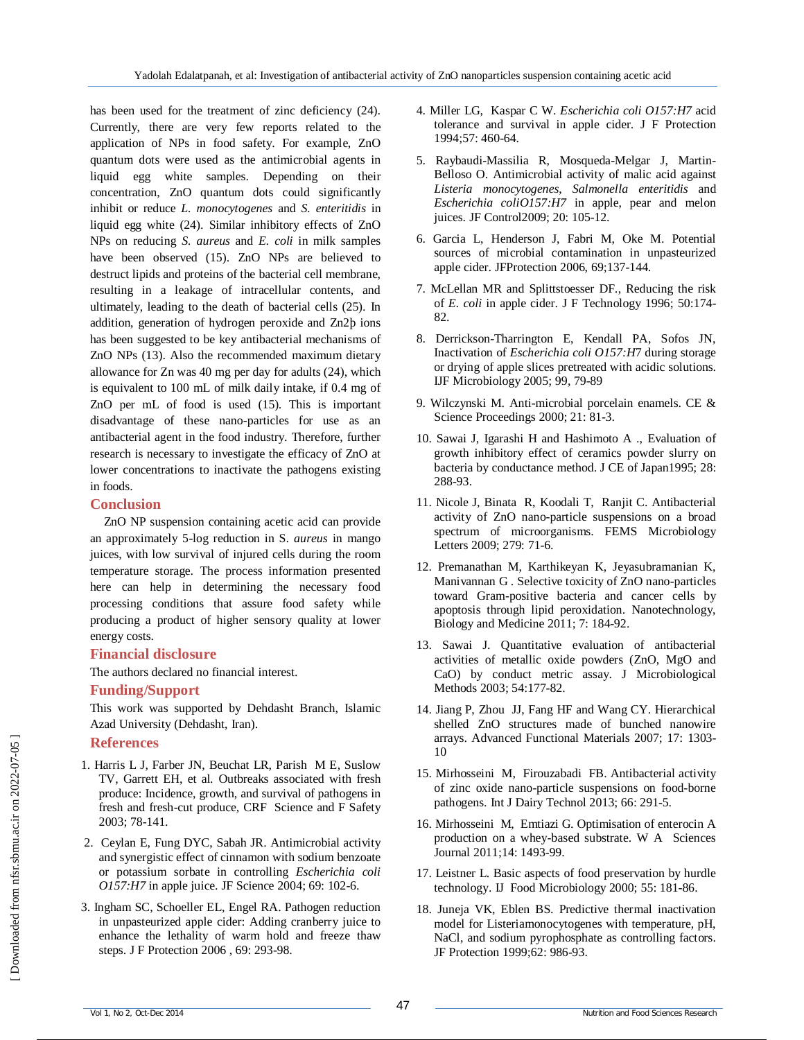has been used for the treatment of zinc deficiency (24). Currently, there are very few reports related to the application of NPs in food safety. For example, ZnO quantum dots were used as the antimicrobial agents in liquid egg white samples. Depending on their concentration, ZnO quantum dots could significantly inhibit or reduce *L. monocytogenes* and *S. enteritidis* in liquid egg white (24). Similar inhibitory effects of ZnO NPs on reducing *S. aureus* and *E. coli* in milk samples have been observed (15). ZnO NPs are believed to destruct lipids and proteins of the bacterial cell membrane, resulting in a leakage of intracellular contents, and ultimately, leading to the death of bacterial cells (25). In addition, generation of hydrogen peroxide and Zn2þ ions has been suggested to be key antibacterial mechanisms of ZnO NPs (13). Also the recommended maximum dietary allowance for Zn was 40 mg per day for adults (24), which is equivalent to 100 mL of milk daily intake, if 0.4 mg of ZnO per mL of food is used (15). This is important disadvantage of these nano-particles for use as an antibacterial agent in the food industry. Therefore, further research is necessary to investigate the efficacy of ZnO at lower concentrations to inactivate the pathogens existing in foods.

## Conclusion

ZnO NP suspension containing acetic acid can provide an approximately 5-log reduction in S. *aureus* in mango juices, with low survival of injured cells during the room temperature storage. The process information presented here can help in determining the necessary food processing conditions that assure food safety while producing a product of higher sensory quality at lower energy costs.

## Financial disclosure

The authors declared no financial interest.

## Funding/Support

This work was supported by Dehdasht Branch, Islamic Azad University (Dehdasht, Iran).

## References

1. Harris L J, Farber JN, Beuchat LR, Parish M E, Suslow TV, Garrett EH, et al. Outbreaks associated with fresh produce: Incidence, growth, and survival of pathogens in fresh and fresh-cut produce, CRF Science and F Safety 2003; 78-141.
2. Ceylan E, Fung DYC, Sabah JR. Antimicrobial activity and synergistic effect of cinnamon with sodium benzoate or potassium sorbate in controlling *Escherichia coli O157:H7* in apple juice. JF Science 2004; 69: 102-6.
3. Ingham SC, Schoeller EL, Engel RA. Pathogen reduction in unpasteurized apple cider: Adding cranberry juice to enhance the lethality of warm hold and freeze thaw steps. J F Protection 2006 , 69: 293-98.
4. Miller LG, Kaspar C W. *Escherichia coli O157:H7* acid tolerance and survival in apple cider. J F Protection 1994;57: 460-64.
5. Raybaudi-Massilia R, Mosqueda-Melgar J, Martin-Belloso O. Antimicrobial activity of malic acid against *Listeria monocytogenes*, *Salmonella enteritidis* and *Escherichia coliO157:H7* in apple, pear and melon juices. JF Control2009; 20: 105-12.
6. Garcia L, Henderson J, Fabri M, Oke M. Potential sources of microbial contamination in unpasteurized apple cider. JFProtection 2006, 69;137-144.
7. McLellan MR and Splittstoesser DF., Reducing the risk of *E. coli* in apple cider. J F Technology 1996; 50:174-82.
8. Derrickson-Tharrington E, Kendall PA, Sofos JN, Inactivation of *Escherichia coli O157:H7* during storage or drying of apple slices pretreated with acidic solutions. IJF Microbiology 2005; 99, 79-89
9. Wilczynski M. Anti-microbial porcelain enamels. CE & Science Proceedings 2000; 21: 81-3.
10. Sawai J, Igarashi H and Hashimoto A ., Evaluation of growth inhibitory effect of ceramics powder slurry on bacteria by conductance method. J CE of Japan1995; 28: 288-93.
11. Nicole J, Binata R, Koodali T, Ranjit C. Antibacterial activity of ZnO nano-particle suspensions on a broad spectrum of microorganisms. FEMS Microbiology Letters 2009; 279: 71-6.
12. Premanathan M, Karthikeyan K, Jeyasubramanian K, Manivannan G . Selective toxicity of ZnO nano-particles toward Gram-positive bacteria and cancer cells by apoptosis through lipid peroxidation. Nanotechnology, Biology and Medicine 2011; 7: 184-92.
13. Sawai J. Quantitative evaluation of antibacterial activities of metallic oxide powders (ZnO, MgO and CaO) by conduct metric assay. J Microbiological Methods 2003; 54:177-82.
14. Jiang P, Zhou JJ, Fang HF and Wang CY. Hierarchical shelled ZnO structures made of bunched nanowire arrays. Advanced Functional Materials 2007; 17: 1303-10
15. Mirhosseini M, Firouzabadi FB. Antibacterial activity of zinc oxide nano-particle suspensions on food-borne pathogens. Int J Dairy Technol 2013; 66: 291-5.
16. Mirhosseini M, Emtiazi G. Optimisation of enterocin A production on a whey-based substrate. W A Sciences Journal 2011;14: 1493-99.
17. Leistner L. Basic aspects of food preservation by hurdle technology. IJ Food Microbiology 2000; 55: 181-86.
18. Juneja VK, Eblen BS. Predictive thermal inactivation model for Listeriamonocytogenes with temperature, pH, NaCl, and sodium pyrophosphate as controlling factors. JF Protection 1999;62: 986-93.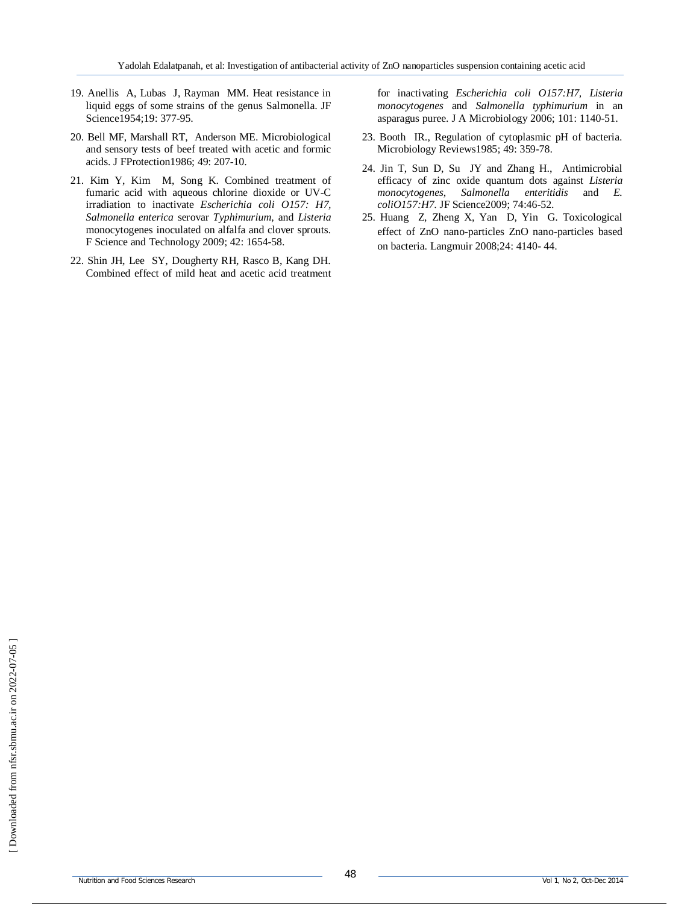19. Anellis A, Lubas J, Rayman MM. Heat resistance in liquid eggs of some strains of the genus Salmonella. JF Science1954;19: 377-95.

20. Bell MF, Marshall RT, Anderson ME. Microbiological and sensory tests of beef treated with acetic and formic acids. J FProtection1986; 49: 207-10.

21. Kim Y, Kim M, Song K. Combined treatment of fumaric acid with aqueous chlorine dioxide or UV-C irradiation to inactivate *Escherichia coli O157: H7*, *Salmonella enterica* serovar *Typhimurium*, and *Listeria* monocytogenes inoculated on alfalfa and clover sprouts. F Science and Technology 2009; 42: 1654-58.

22. Shin JH, Lee SY, Dougherty RH, Rasco B, Kang DH. Combined effect of mild heat and acetic acid treatment for inactivating *Escherichia coli O157:H7, Listeria monocytogenes* and *Salmonella typhimurium* in an asparagus puree. J A Microbiology 2006; 101: 1140-51.

23. Booth IR., Regulation of cytoplasmic pH of bacteria. Microbiology Reviews1985; 49: 359-78.

24. Jin T, Sun D, Su JY and Zhang H., Antimicrobial efficacy of zinc oxide quantum dots against *Listeria monocytogenes*, *Salmonella enteritidis* and *E. coliO157:H7*. JF Science2009; 74:46-52.

25. Huang Z, Zheng X, Yan D, Yin G. Toxicological effect of ZnO nano-particles ZnO nano-particles based on bacteria. Langmuir 2008;24: 4140- 44.